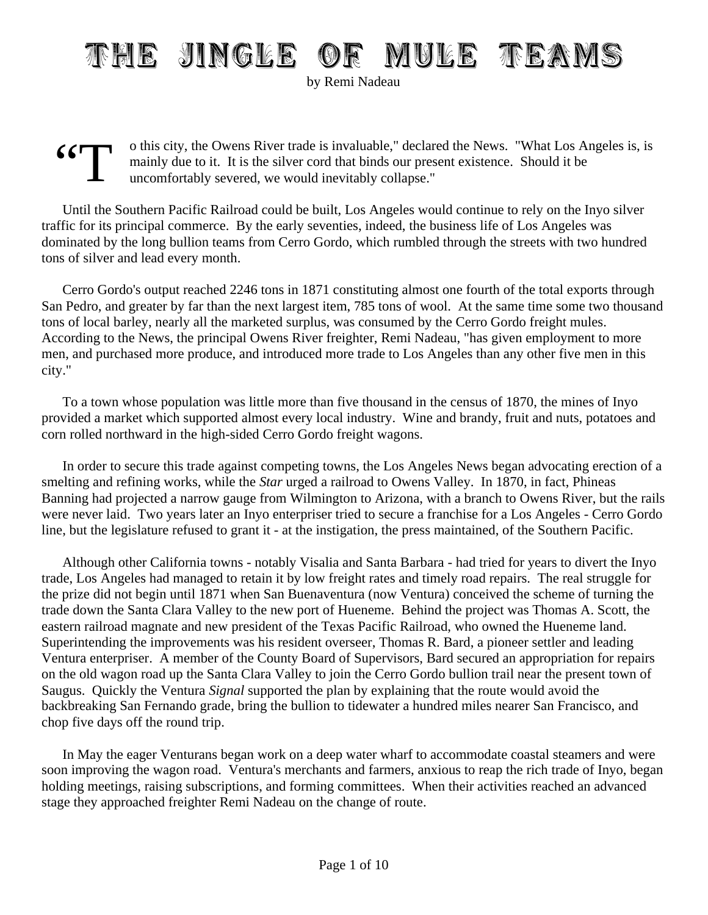# THE JINGLE OF MULE TEAMS

by Remi Nadeau

"To this city, the Owens River trade is invaluable," declared the News. "What Los Angeles is, is mainly due to it. It is the silver cord that binds our present existence. Should it be uncomfortably severed, we would inevitably collapse."

Until the Southern Pacific Railroad could be built, Los Angeles would continue to rely on the Inyo silver traffic for its principal commerce. By the early seventies, indeed, the business life of Los Angeles was dominated by the long bullion teams from Cerro Gordo, which rumbled through the streets with two hundred tons of silver and lead every month.

Cerro Gordo's output reached 2246 tons in 1871 constituting almost one fourth of the total exports through San Pedro, and greater by far than the next largest item, 785 tons of wool. At the same time some two thousand tons of local barley, nearly all the marketed surplus, was consumed by the Cerro Gordo freight mules. According to the News, the principal Owens River freighter, Remi Nadeau, "has given employment to more men, and purchased more produce, and introduced more trade to Los Angeles than any other five men in this city."

To a town whose population was little more than five thousand in the census of 1870, the mines of Inyo provided a market which supported almost every local industry. Wine and brandy, fruit and nuts, potatoes and corn rolled northward in the high-sided Cerro Gordo freight wagons.

In order to secure this trade against competing towns, the Los Angeles News began advocating erection of a smelting and refining works, while the *Star* urged a railroad to Owens Valley. In 1870, in fact, Phineas Banning had projected a narrow gauge from Wilmington to Arizona, with a branch to Owens River, but the rails were never laid. Two years later an Inyo enterpriser tried to secure a franchise for a Los Angeles - Cerro Gordo line, but the legislature refused to grant it - at the instigation, the press maintained, of the Southern Pacific.

Although other California towns - notably Visalia and Santa Barbara - had tried for years to divert the Inyo trade, Los Angeles had managed to retain it by low freight rates and timely road repairs. The real struggle for the prize did not begin until 1871 when San Buenaventura (now Ventura) conceived the scheme of turning the trade down the Santa Clara Valley to the new port of Hueneme. Behind the project was Thomas A. Scott, the eastern railroad magnate and new president of the Texas Pacific Railroad, who owned the Hueneme land. Superintending the improvements was his resident overseer, Thomas R. Bard, a pioneer settler and leading Ventura enterpriser. A member of the County Board of Supervisors, Bard secured an appropriation for repairs on the old wagon road up the Santa Clara Valley to join the Cerro Gordo bullion trail near the present town of Saugus. Quickly the Ventura *Signal* supported the plan by explaining that the route would avoid the backbreaking San Fernando grade, bring the bullion to tidewater a hundred miles nearer San Francisco, and chop five days off the round trip.

In May the eager Venturans began work on a deep water wharf to accommodate coastal steamers and were soon improving the wagon road. Ventura's merchants and farmers, anxious to reap the rich trade of Inyo, began holding meetings, raising subscriptions, and forming committees. When their activities reached an advanced stage they approached freighter Remi Nadeau on the change of route.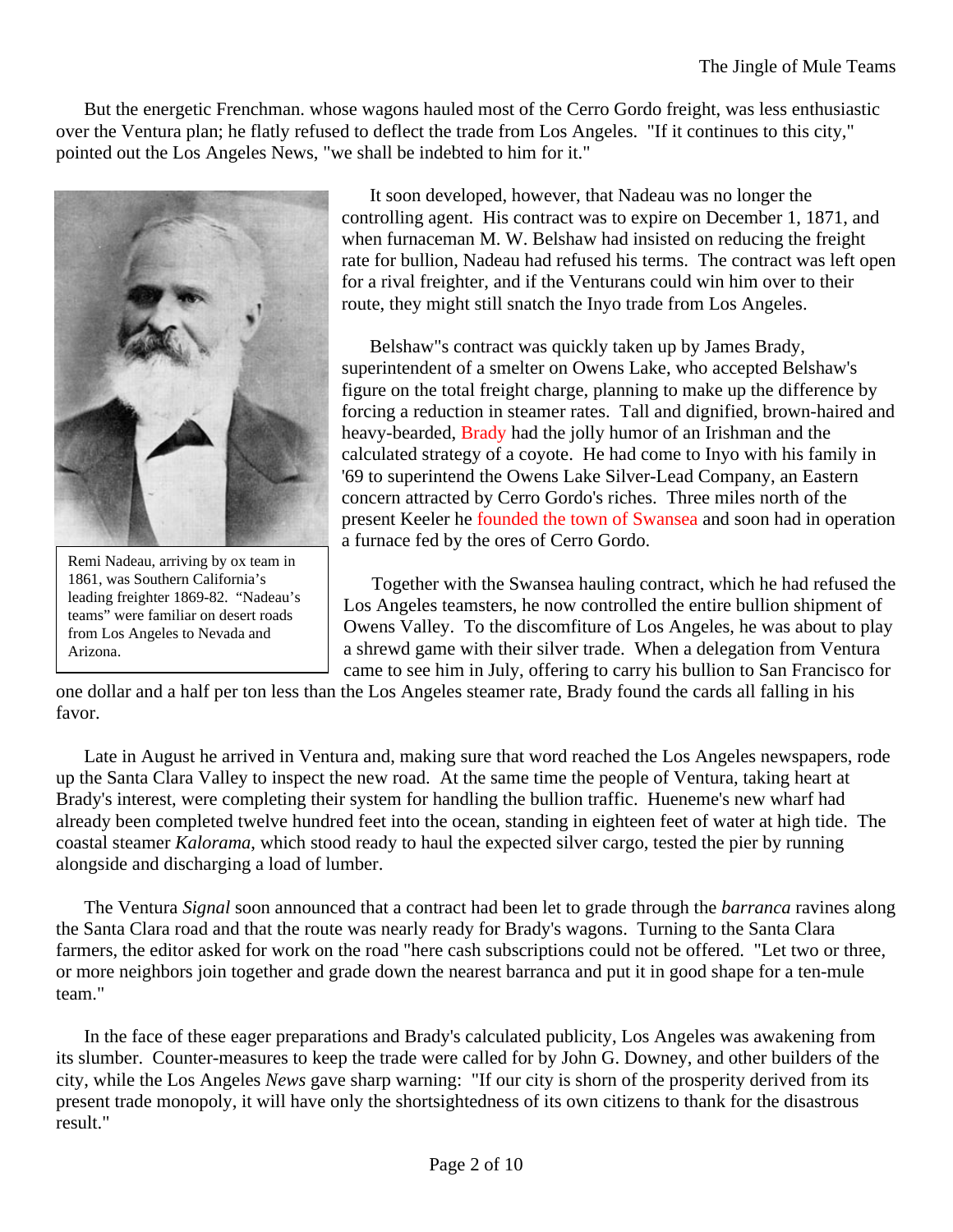But the energetic Frenchman. whose wagons hauled most of the Cerro Gordo freight, was less enthusiastic over the Ventura plan; he flatly refused to deflect the trade from Los Angeles. "If it continues to this city," pointed out the Los Angeles News, "we shall be indebted to him for it."

Remi Nadeau, arriving by ox team in 1861, was Southern California's leading freighter 1869-82. "Nadeau's teams" were familiar on desert roads from Los Angeles to Nevada and Arizona.

It soon developed, however, that Nadeau was no longer the controlling agent. His contract was to expire on December 1, 1871, and when furnaceman M. W. Belshaw had insisted on reducing the freight rate for bullion, Nadeau had refused his terms. The contract was left open for a rival freighter, and if the Venturans could win him over to their route, they might still snatch the Inyo trade from Los Angeles.

Belshaw"s contract was quickly taken up by James Brady, superintendent of a smelter on Owens Lake, who accepted Belshaw's figure on the total freight charge, planning to make up the difference by forcing a reduction in steamer rates. Tall and dignified, brown-haired and heavy-bearded, Brady had the jolly humor of an Irishman and the calculated strategy of a coyote. He had come to Inyo with his family in '69 to superintend the Owens Lake Silver-Lead Company, an Eastern concern attracted by Cerro Gordo's riches. Three miles north of the present Keeler he founded the town of Swansea and soon had in operation a furnace fed by the ores of Cerro Gordo.

Together with the Swansea hauling contract, which he had refused the Los Angeles teamsters, he now controlled the entire bullion shipment of Owens Valley. To the discomfiture of Los Angeles, he was about to play a shrewd game with their silver trade. When a delegation from Ventura came to see him in July, offering to carry his bullion to San Francisco for one dollar and a half per ton less than the Los Angeles steamer rate, Brady found the cards all falling in his favor.

Late in August he arrived in Ventura and, making sure that word reached the Los Angeles newspapers, rode up the Santa Clara Valley to inspect the new road. At the same time the people of Ventura, taking heart at Brady's interest, were completing their system for handling the bullion traffic. Hueneme's new wharf had already been completed twelve hundred feet into the ocean, standing in eighteen feet of water at high tide. The coastal steamer *Kalorama*, which stood ready to haul the expected silver cargo, tested the pier by running alongside and discharging a load of lumber.

The Ventura *Signal* soon announced that a contract had been let to grade through the *barranca* ravines along the Santa Clara road and that the route was nearly ready for Brady's wagons. Turning to the Santa Clara farmers, the editor asked for work on the road "here cash subscriptions could not be offered. "Let two or three, or more neighbors join together and grade down the nearest barranca and put it in good shape for a ten-mule team."

In the face of these eager preparations and Brady's calculated publicity, Los Angeles was awakening from its slumber. Counter-measures to keep the trade were called for by John G. Downey, and other builders of the city, while the Los Angeles *News* gave sharp warning: "If our city is shorn of the prosperity derived from its present trade monopoly, it will have only the shortsightedness of its own citizens to thank for the disastrous result."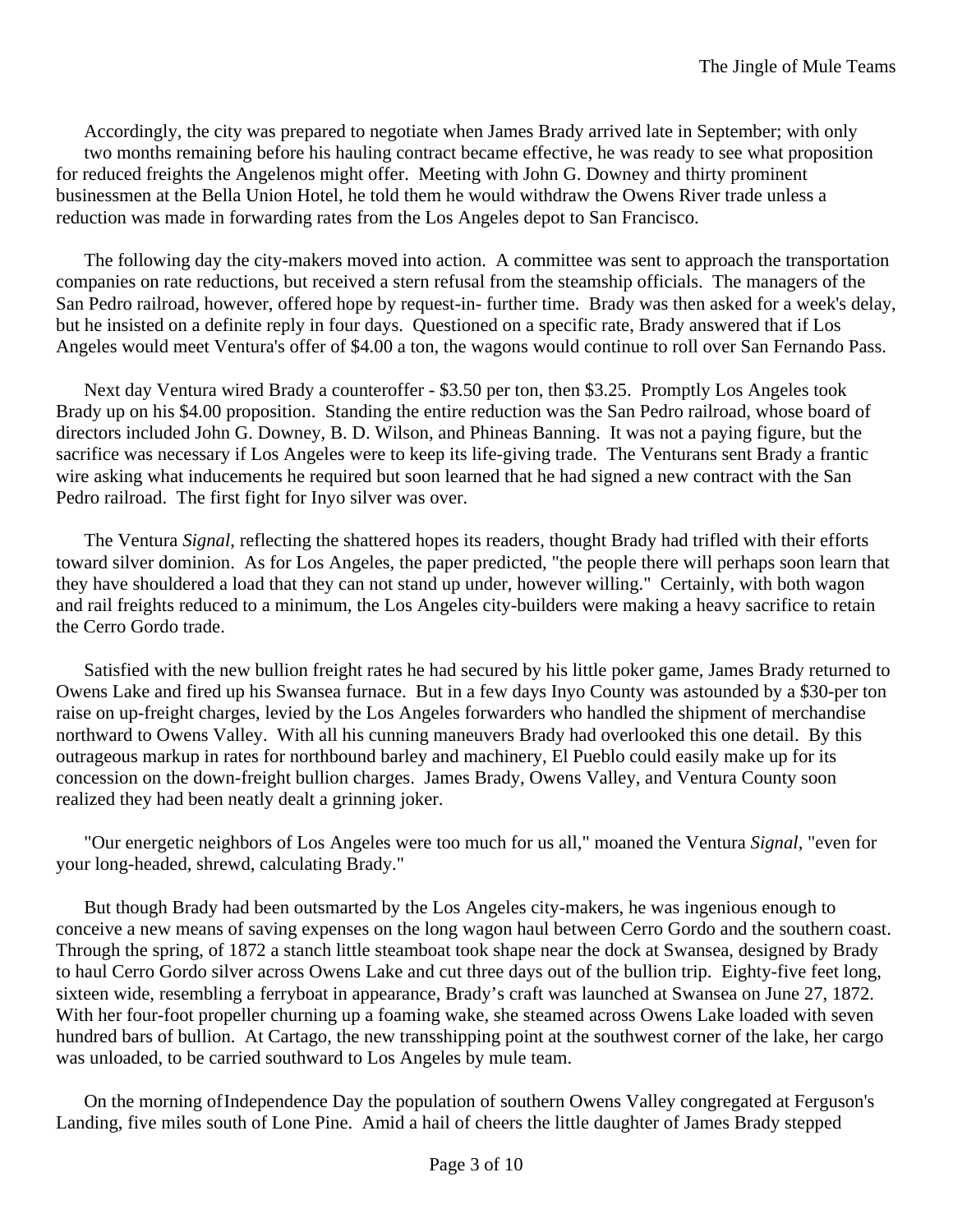Accordingly, the city was prepared to negotiate when James Brady arrived late in September; with only two months remaining before his hauling contract became effective, he was ready to see what proposition for reduced freights the Angelenos might offer. Meeting with John G. Downey and thirty prominent businessmen at the Bella Union Hotel, he told them he would withdraw the Owens River trade unless a reduction was made in forwarding rates from the Los Angeles depot to San Francisco.

The following day the city-makers moved into action. A committee was sent to approach the transportation companies on rate reductions, but received a stern refusal from the steamship officials. The managers of the San Pedro railroad, however, offered hope by request-in- further time. Brady was then asked for a week's delay, but he insisted on a definite reply in four days. Questioned on a specific rate, Brady answered that if Los Angeles would meet Ventura's offer of $4.00 a ton, the wagons would continue to roll over San Fernando Pass.

Next day Ventura wired Brady a counteroffer - $3.50 per ton, then $3.25. Promptly Los Angeles took Brady up on his $4.00 proposition. Standing the entire reduction was the San Pedro railroad, whose board of directors included John G. Downey, B. D. Wilson, and Phineas Banning. It was not a paying figure, but the sacrifice was necessary if Los Angeles were to keep its life-giving trade. The Venturans sent Brady a frantic wire asking what inducements he required but soon learned that he had signed a new contract with the San Pedro railroad. The first fight for Inyo silver was over.

The Ventura *Signal*, reflecting the shattered hopes its readers, thought Brady had trifled with their efforts toward silver dominion. As for Los Angeles, the paper predicted, "the people there will perhaps soon learn that they have shouldered a load that they can not stand up under, however willing." Certainly, with both wagon and rail freights reduced to a minimum, the Los Angeles city-builders were making a heavy sacrifice to retain the Cerro Gordo trade.

Satisfied with the new bullion freight rates he had secured by his little poker game, James Brady returned to Owens Lake and fired up his Swansea furnace. But in a few days Inyo County was astounded by a $30-per ton raise on up-freight charges, levied by the Los Angeles forwarders who handled the shipment of merchandise northward to Owens Valley. With all his cunning maneuvers Brady had overlooked this one detail. By this outrageous markup in rates for northbound barley and machinery, El Pueblo could easily make up for its concession on the down-freight bullion charges. James Brady, Owens Valley, and Ventura County soon realized they had been neatly dealt a grinning joker.

"Our energetic neighbors of Los Angeles were too much for us all," moaned the Ventura *Signal*, "even for your long-headed, shrewd, calculating Brady."

But though Brady had been outsmarted by the Los Angeles city-makers, he was ingenious enough to conceive a new means of saving expenses on the long wagon haul between Cerro Gordo and the southern coast. Through the spring, of 1872 a stanch little steamboat took shape near the dock at Swansea, designed by Brady to haul Cerro Gordo silver across Owens Lake and cut three days out of the bullion trip. Eighty-five feet long, sixteen wide, resembling a ferryboat in appearance, Brady's craft was launched at Swansea on June 27, 1872. With her four-foot propeller churning up a foaming wake, she steamed across Owens Lake loaded with seven hundred bars of bullion. At Cartago, the new transshipping point at the southwest corner of the lake, her cargo was unloaded, to be carried southward to Los Angeles by mule team.

On the morning of Independence Day the population of southern Owens Valley congregated at Ferguson's Landing, five miles south of Lone Pine. Amid a hail of cheers the little daughter of James Brady stepped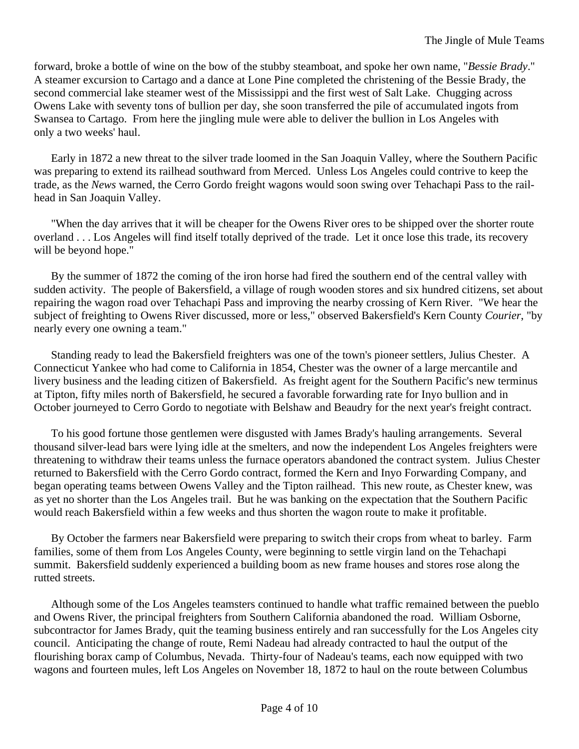forward, broke a bottle of wine on the bow of the stubby steamboat, and spoke her own name, "*Bessie Brady*." A steamer excursion to Cartago and a dance at Lone Pine completed the christening of the Bessie Brady, the second commercial lake steamer west of the Mississippi and the first west of Salt Lake. Chugging across Owens Lake with seventy tons of bullion per day, she soon transferred the pile of accumulated ingots from Swansea to Cartago. From here the jingling mule were able to deliver the bullion in Los Angeles with only a two weeks' haul.

Early in 1872 a new threat to the silver trade loomed in the San Joaquin Valley, where the Southern Pacific was preparing to extend its railhead southward from Merced. Unless Los Angeles could contrive to keep the trade, as the *News* warned, the Cerro Gordo freight wagons would soon swing over Tehachapi Pass to the rail-head in San Joaquin Valley.

"When the day arrives that it will be cheaper for the Owens River ores to be shipped over the shorter route overland . . . Los Angeles will find itself totally deprived of the trade. Let it once lose this trade, its recovery will be beyond hope."

By the summer of 1872 the coming of the iron horse had fired the southern end of the central valley with sudden activity. The people of Bakersfield, a village of rough wooden stores and six hundred citizens, set about repairing the wagon road over Tehachapi Pass and improving the nearby crossing of Kern River. "We hear the subject of freighting to Owens River discussed, more or less," observed Bakersfield's Kern County *Courier*, "by nearly every one owning a team."

Standing ready to lead the Bakersfield freighters was one of the town's pioneer settlers, Julius Chester. A Connecticut Yankee who had come to California in 1854, Chester was the owner of a large mercantile and livery business and the leading citizen of Bakersfield. As freight agent for the Southern Pacific's new terminus at Tipton, fifty miles north of Bakersfield, he secured a favorable forwarding rate for Inyo bullion and in October journeyed to Cerro Gordo to negotiate with Belshaw and Beaudry for the next year's freight contract.

To his good fortune those gentlemen were disgusted with James Brady's hauling arrangements. Several thousand silver-lead bars were lying idle at the smelters, and now the independent Los Angeles freighters were threatening to withdraw their teams unless the furnace operators abandoned the contract system. Julius Chester returned to Bakersfield with the Cerro Gordo contract, formed the Kern and Inyo Forwarding Company, and began operating teams between Owens Valley and the Tipton railhead. This new route, as Chester knew, was as yet no shorter than the Los Angeles trail. But he was banking on the expectation that the Southern Pacific would reach Bakersfield within a few weeks and thus shorten the wagon route to make it profitable.

By October the farmers near Bakersfield were preparing to switch their crops from wheat to barley. Farm families, some of them from Los Angeles County, were beginning to settle virgin land on the Tehachapi summit. Bakersfield suddenly experienced a building boom as new frame houses and stores rose along the rutted streets.

Although some of the Los Angeles teamsters continued to handle what traffic remained between the pueblo and Owens River, the principal freighters from Southern California abandoned the road. William Osborne, subcontractor for James Brady, quit the teaming business entirely and ran successfully for the Los Angeles city council. Anticipating the change of route, Remi Nadeau had already contracted to haul the output of the flourishing borax camp of Columbus, Nevada. Thirty-four of Nadeau's teams, each now equipped with two wagons and fourteen mules, left Los Angeles on November 18, 1872 to haul on the route between Columbus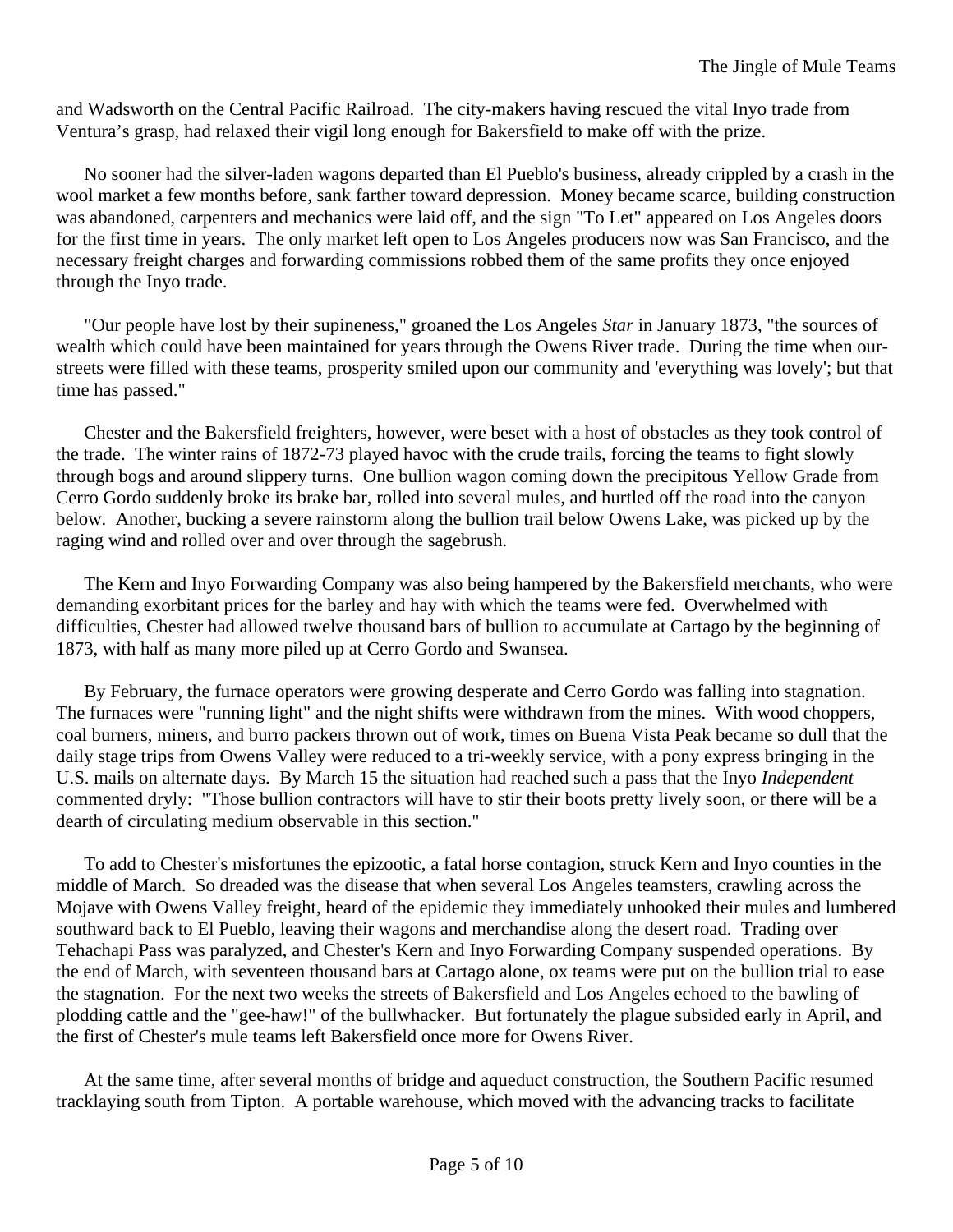and Wadsworth on the Central Pacific Railroad. The city-makers having rescued the vital Inyo trade from Ventura's grasp, had relaxed their vigil long enough for Bakersfield to make off with the prize.

No sooner had the silver-laden wagons departed than El Pueblo's business, already crippled by a crash in the wool market a few months before, sank farther toward depression. Money became scarce, building construction was abandoned, carpenters and mechanics were laid off, and the sign "To Let" appeared on Los Angeles doors for the first time in years. The only market left open to Los Angeles producers now was San Francisco, and the necessary freight charges and forwarding commissions robbed them of the same profits they once enjoyed through the Inyo trade.

"Our people have lost by their supineness," groaned the Los Angeles *Star* in January 1873, "the sources of wealth which could have been maintained for years through the Owens River trade. During the time when our-streets were filled with these teams, prosperity smiled upon our community and 'everything was lovely'; but that time has passed."

Chester and the Bakersfield freighters, however, were beset with a host of obstacles as they took control of the trade. The winter rains of 1872-73 played havoc with the crude trails, forcing the teams to fight slowly through bogs and around slippery turns. One bullion wagon coming down the precipitous Yellow Grade from Cerro Gordo suddenly broke its brake bar, rolled into several mules, and hurtled off the road into the canyon below. Another, bucking a severe rainstorm along the bullion trail below Owens Lake, was picked up by the raging wind and rolled over and over through the sagebrush.

The Kern and Inyo Forwarding Company was also being hampered by the Bakersfield merchants, who were demanding exorbitant prices for the barley and hay with which the teams were fed. Overwhelmed with difficulties, Chester had allowed twelve thousand bars of bullion to accumulate at Cartago by the beginning of 1873, with half as many more piled up at Cerro Gordo and Swansea.

By February, the furnace operators were growing desperate and Cerro Gordo was falling into stagnation. The furnaces were "running light" and the night shifts were withdrawn from the mines. With wood choppers, coal burners, miners, and burro packers thrown out of work, times on Buena Vista Peak became so dull that the daily stage trips from Owens Valley were reduced to a tri-weekly service, with a pony express bringing in the U.S. mails on alternate days. By March 15 the situation had reached such a pass that the Inyo *Independent* commented dryly: "Those bullion contractors will have to stir their boots pretty lively soon, or there will be a dearth of circulating medium observable in this section."

To add to Chester's misfortunes the epizootic, a fatal horse contagion, struck Kern and Inyo counties in the middle of March. So dreaded was the disease that when several Los Angeles teamsters, crawling across the Mojave with Owens Valley freight, heard of the epidemic they immediately unhooked their mules and lumbered southward back to El Pueblo, leaving their wagons and merchandise along the desert road. Trading over Tehachapi Pass was paralyzed, and Chester's Kern and Inyo Forwarding Company suspended operations. By the end of March, with seventeen thousand bars at Cartago alone, ox teams were put on the bullion trial to ease the stagnation. For the next two weeks the streets of Bakersfield and Los Angeles echoed to the bawling of plodding cattle and the "gee-haw!" of the bullwhacker. But fortunately the plague subsided early in April, and the first of Chester's mule teams left Bakersfield once more for Owens River.

At the same time, after several months of bridge and aqueduct construction, the Southern Pacific resumed tracklaying south from Tipton. A portable warehouse, which moved with the advancing tracks to facilitate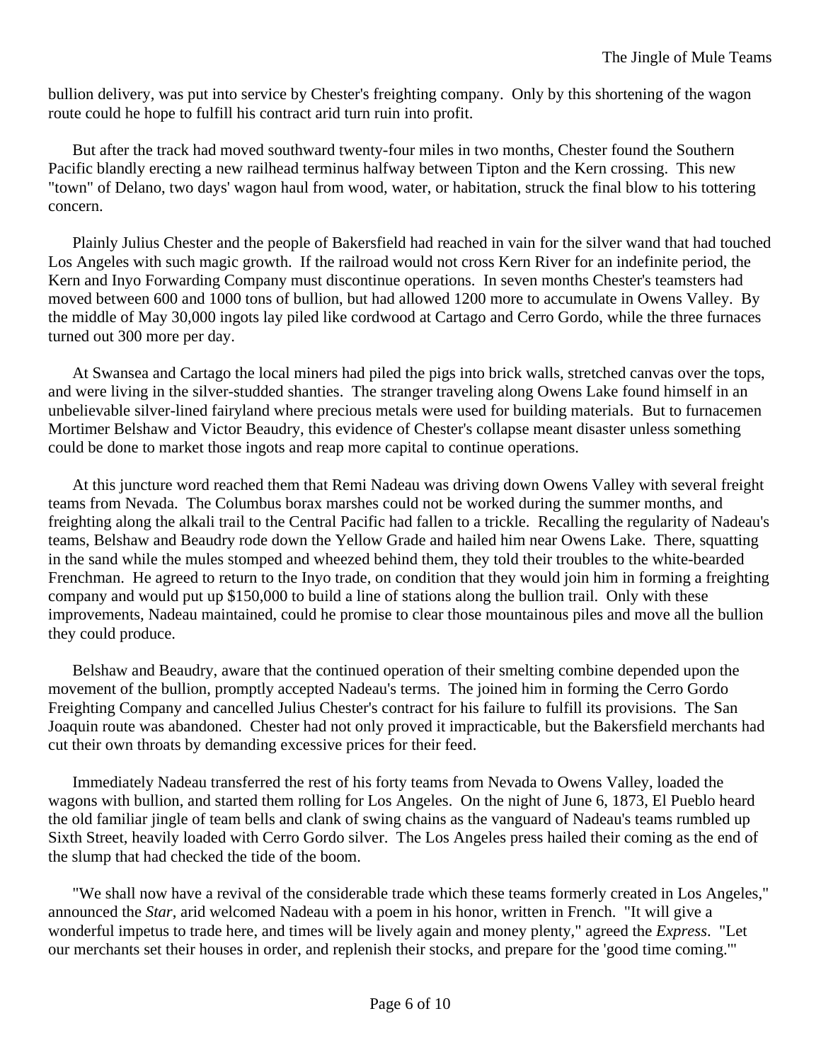bullion delivery, was put into service by Chester's freighting company. Only by this shortening of the wagon route could he hope to fulfill his contract arid turn ruin into profit.

But after the track had moved southward twenty-four miles in two months, Chester found the Southern Pacific blandly erecting a new railhead terminus halfway between Tipton and the Kern crossing. This new "town" of Delano, two days' wagon haul from wood, water, or habitation, struck the final blow to his tottering concern.

Plainly Julius Chester and the people of Bakersfield had reached in vain for the silver wand that had touched Los Angeles with such magic growth. If the railroad would not cross Kern River for an indefinite period, the Kern and Inyo Forwarding Company must discontinue operations. In seven months Chester's teamsters had moved between 600 and 1000 tons of bullion, but had allowed 1200 more to accumulate in Owens Valley. By the middle of May 30,000 ingots lay piled like cordwood at Cartago and Cerro Gordo, while the three furnaces turned out 300 more per day.

At Swansea and Cartago the local miners had piled the pigs into brick walls, stretched canvas over the tops, and were living in the silver-studded shanties. The stranger traveling along Owens Lake found himself in an unbelievable silver-lined fairyland where precious metals were used for building materials. But to furnacemen Mortimer Belshaw and Victor Beaudry, this evidence of Chester's collapse meant disaster unless something could be done to market those ingots and reap more capital to continue operations.

At this juncture word reached them that Remi Nadeau was driving down Owens Valley with several freight teams from Nevada. The Columbus borax marshes could not be worked during the summer months, and freighting along the alkali trail to the Central Pacific had fallen to a trickle. Recalling the regularity of Nadeau's teams, Belshaw and Beaudry rode down the Yellow Grade and hailed him near Owens Lake. There, squatting in the sand while the mules stomped and wheezed behind them, they told their troubles to the white-bearded Frenchman. He agreed to return to the Inyo trade, on condition that they would join him in forming a freighting company and would put up $150,000 to build a line of stations along the bullion trail. Only with these improvements, Nadeau maintained, could he promise to clear those mountainous piles and move all the bullion they could produce.

Belshaw and Beaudry, aware that the continued operation of their smelting combine depended upon the movement of the bullion, promptly accepted Nadeau's terms. The joined him in forming the Cerro Gordo Freighting Company and cancelled Julius Chester's contract for his failure to fulfill its provisions. The San Joaquin route was abandoned. Chester had not only proved it impracticable, but the Bakersfield merchants had cut their own throats by demanding excessive prices for their feed.

Immediately Nadeau transferred the rest of his forty teams from Nevada to Owens Valley, loaded the wagons with bullion, and started them rolling for Los Angeles. On the night of June 6, 1873, El Pueblo heard the old familiar jingle of team bells and clank of swing chains as the vanguard of Nadeau's teams rumbled up Sixth Street, heavily loaded with Cerro Gordo silver. The Los Angeles press hailed their coming as the end of the slump that had checked the tide of the boom.

"We shall now have a revival of the considerable trade which these teams formerly created in Los Angeles," announced the *Star*, arid welcomed Nadeau with a poem in his honor, written in French. "It will give a wonderful impetus to trade here, and times will be lively again and money plenty," agreed the *Express*. "Let our merchants set their houses in order, and replenish their stocks, and prepare for the 'good time coming.'"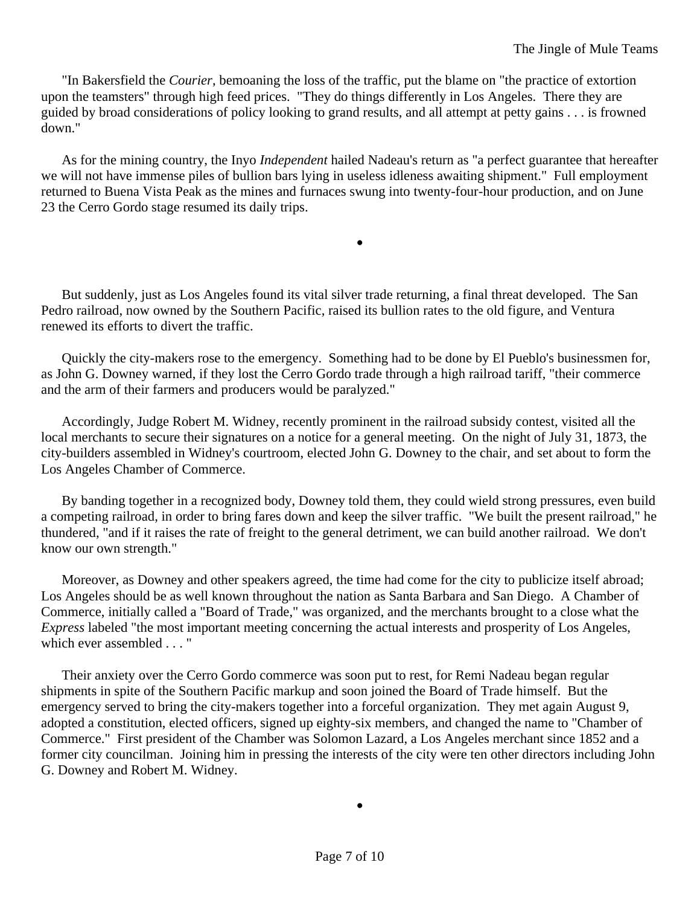"In Bakersfield the *Courier*, bemoaning the loss of the traffic, put the blame on "the practice of extortion upon the teamsters" through high feed prices. "They do things differently in Los Angeles. There they are guided by broad considerations of policy looking to grand results, and all attempt at petty gains . . . is frowned down."

As for the mining country, the Inyo *Independent* hailed Nadeau's return as "a perfect guarantee that hereafter we will not have immense piles of bullion bars lying in useless idleness awaiting shipment." Full employment returned to Buena Vista Peak as the mines and furnaces swung into twenty-four-hour production, and on June 23 the Cerro Gordo stage resumed its daily trips.

•

But suddenly, just as Los Angeles found its vital silver trade returning, a final threat developed. The San Pedro railroad, now owned by the Southern Pacific, raised its bullion rates to the old figure, and Ventura renewed its efforts to divert the traffic.

Quickly the city-makers rose to the emergency. Something had to be done by El Pueblo's businessmen for, as John G. Downey warned, if they lost the Cerro Gordo trade through a high railroad tariff, "their commerce and the arm of their farmers and producers would be paralyzed."

Accordingly, Judge Robert M. Widney, recently prominent in the railroad subsidy contest, visited all the local merchants to secure their signatures on a notice for a general meeting. On the night of July 31, 1873, the city-builders assembled in Widney's courtroom, elected John G. Downey to the chair, and set about to form the Los Angeles Chamber of Commerce.

By banding together in a recognized body, Downey told them, they could wield strong pressures, even build a competing railroad, in order to bring fares down and keep the silver traffic. "We built the present railroad," he thundered, "and if it raises the rate of freight to the general detriment, we can build another railroad. We don't know our own strength."

Moreover, as Downey and other speakers agreed, the time had come for the city to publicize itself abroad; Los Angeles should be as well known throughout the nation as Santa Barbara and San Diego. A Chamber of Commerce, initially called a "Board of Trade," was organized, and the merchants brought to a close what the *Express* labeled "the most important meeting concerning the actual interests and prosperity of Los Angeles, which ever assembled . . . "

Their anxiety over the Cerro Gordo commerce was soon put to rest, for Remi Nadeau began regular shipments in spite of the Southern Pacific markup and soon joined the Board of Trade himself. But the emergency served to bring the city-makers together into a forceful organization. They met again August 9, adopted a constitution, elected officers, signed up eighty-six members, and changed the name to "Chamber of Commerce." First president of the Chamber was Solomon Lazard, a Los Angeles merchant since 1852 and a former city councilman. Joining him in pressing the interests of the city were ten other directors including John G. Downey and Robert M. Widney.

•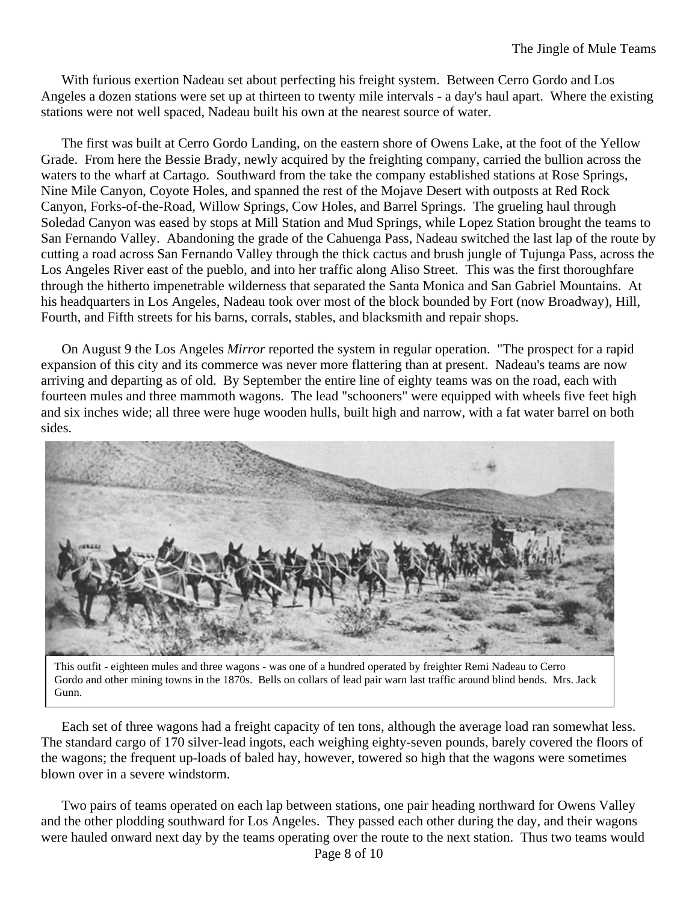With furious exertion Nadeau set about perfecting his freight system. Between Cerro Gordo and Los Angeles a dozen stations were set up at thirteen to twenty mile intervals - a day's haul apart. Where the existing stations were not well spaced, Nadeau built his own at the nearest source of water.

The first was built at Cerro Gordo Landing, on the eastern shore of Owens Lake, at the foot of the Yellow Grade. From here the Bessie Brady, newly acquired by the freighting company, carried the bullion across the waters to the wharf at Cartago. Southward from the take the company established stations at Rose Springs, Nine Mile Canyon, Coyote Holes, and spanned the rest of the Mojave Desert with outposts at Red Rock Canyon, Forks-of-the-Road, Willow Springs, Cow Holes, and Barrel Springs. The grueling haul through Soledad Canyon was eased by stops at Mill Station and Mud Springs, while Lopez Station brought the teams to San Fernando Valley. Abandoning the grade of the Cahuenga Pass, Nadeau switched the last lap of the route by cutting a road across San Fernando Valley through the thick cactus and brush jungle of Tujunga Pass, across the Los Angeles River east of the pueblo, and into her traffic along Aliso Street. This was the first thoroughfare through the hitherto impenetrable wilderness that separated the Santa Monica and San Gabriel Mountains. At his headquarters in Los Angeles, Nadeau took over most of the block bounded by Fort (now Broadway), Hill, Fourth, and Fifth streets for his barns, corrals, stables, and blacksmith and repair shops.

On August 9 the Los Angeles *Mirror* reported the system in regular operation. "The prospect for a rapid expansion of this city and its commerce was never more flattering than at present. Nadeau's teams are now arriving and departing as of old. By September the entire line of eighty teams was on the road, each with fourteen mules and three mammoth wagons. The lead "schooners" were equipped with wheels five feet high and six inches wide; all three were huge wooden hulls, built high and narrow, with a fat water barrel on both sides.

This outfit - eighteen mules and three wagons - was one of a hundred operated by freighter Remi Nadeau to Cerro Gordo and other mining towns in the 1870s. Bells on collars of lead pair warn last traffic around blind bends. Mrs. Jack Gunn.

Each set of three wagons had a freight capacity of ten tons, although the average load ran somewhat less. The standard cargo of 170 silver-lead ingots, each weighing eighty-seven pounds, barely covered the floors of the wagons; the frequent up-loads of baled hay, however, towered so high that the wagons were sometimes blown over in a severe windstorm.

Two pairs of teams operated on each lap between stations, one pair heading northward for Owens Valley and the other plodding southward for Los Angeles. They passed each other during the day, and their wagons were hauled onward next day by the teams operating over the route to the next station. Thus two teams would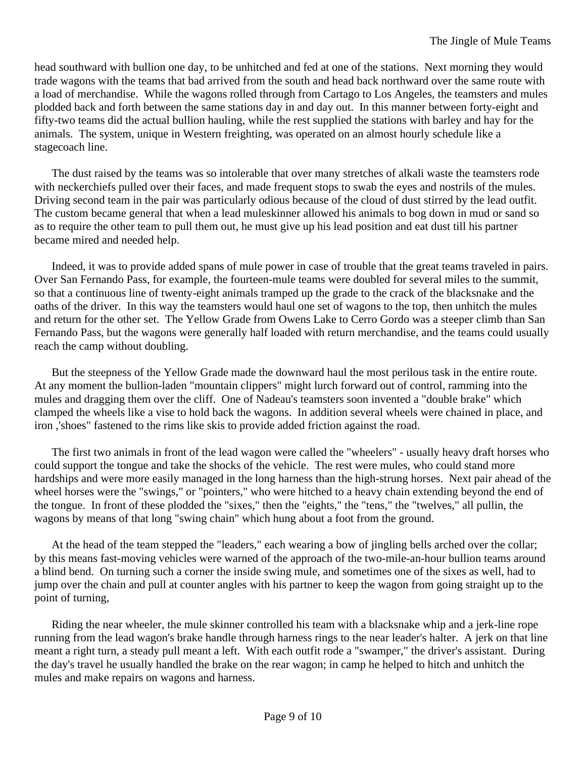head southward with bullion one day, to be unhitched and fed at one of the stations. Next morning they would trade wagons with the teams that bad arrived from the south and head back northward over the same route with a load of merchandise. While the wagons rolled through from Cartago to Los Angeles, the teamsters and mules plodded back and forth between the same stations day in and day out. In this manner between forty-eight and fifty-two teams did the actual bullion hauling, while the rest supplied the stations with barley and hay for the animals. The system, unique in Western freighting, was operated on an almost hourly schedule like a stagecoach line.

The dust raised by the teams was so intolerable that over many stretches of alkali waste the teamsters rode with neckerchiefs pulled over their faces, and made frequent stops to swab the eyes and nostrils of the mules. Driving second team in the pair was particularly odious because of the cloud of dust stirred by the lead outfit. The custom became general that when a lead muleskinner allowed his animals to bog down in mud or sand so as to require the other team to pull them out, he must give up his lead position and eat dust till his partner became mired and needed help.

Indeed, it was to provide added spans of mule power in case of trouble that the great teams traveled in pairs. Over San Fernando Pass, for example, the fourteen-mule teams were doubled for several miles to the summit, so that a continuous line of twenty-eight animals tramped up the grade to the crack of the blacksnake and the oaths of the driver. In this way the teamsters would haul one set of wagons to the top, then unhitch the mules and return for the other set. The Yellow Grade from Owens Lake to Cerro Gordo was a steeper climb than San Fernando Pass, but the wagons were generally half loaded with return merchandise, and the teams could usually reach the camp without doubling.

But the steepness of the Yellow Grade made the downward haul the most perilous task in the entire route. At any moment the bullion-laden "mountain clippers" might lurch forward out of control, ramming into the mules and dragging them over the cliff. One of Nadeau's teamsters soon invented a "double brake" which clamped the wheels like a vise to hold back the wagons. In addition several wheels were chained in place, and iron ,'shoes" fastened to the rims like skis to provide added friction against the road.

The first two animals in front of the lead wagon were called the "wheelers" - usually heavy draft horses who could support the tongue and take the shocks of the vehicle. The rest were mules, who could stand more hardships and were more easily managed in the long harness than the high-strung horses. Next pair ahead of the wheel horses were the "swings," or "pointers," who were hitched to a heavy chain extending beyond the end of the tongue. In front of these plodded the "sixes," then the "eights," the "tens," the "twelves," all pullin, the wagons by means of that long "swing chain" which hung about a foot from the ground.

At the head of the team stepped the "leaders," each wearing a bow of jingling bells arched over the collar; by this means fast-moving vehicles were warned of the approach of the two-mile-an-hour bullion teams around a blind bend. On turning such a corner the inside swing mule, and sometimes one of the sixes as well, had to jump over the chain and pull at counter angles with his partner to keep the wagon from going straight up to the point of turning,

Riding the near wheeler, the mule skinner controlled his team with a blacksnake whip and a jerk-line rope running from the lead wagon's brake handle through harness rings to the near leader's halter. A jerk on that line meant a right turn, a steady pull meant a left. With each outfit rode a "swamper," the driver's assistant. During the day's travel he usually handled the brake on the rear wagon; in camp he helped to hitch and unhitch the mules and make repairs on wagons and harness.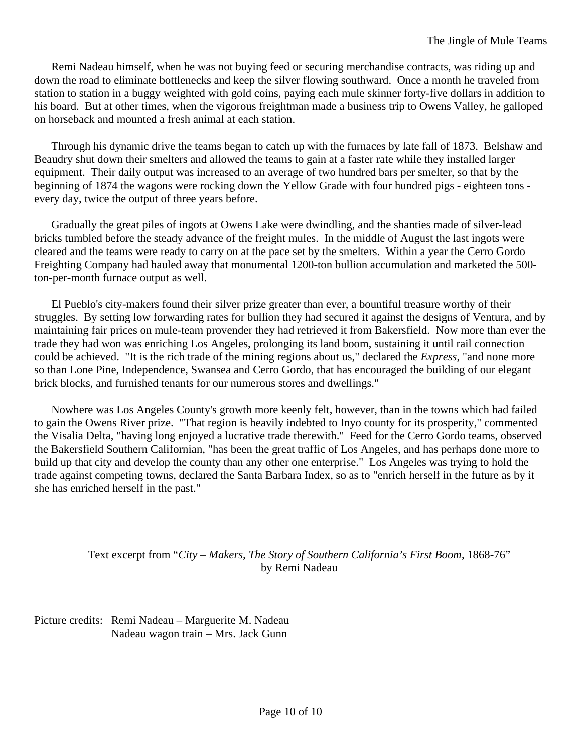Remi Nadeau himself, when he was not buying feed or securing merchandise contracts, was riding up and down the road to eliminate bottlenecks and keep the silver flowing southward. Once a month he traveled from station to station in a buggy weighted with gold coins, paying each mule skinner forty-five dollars in addition to his board. But at other times, when the vigorous freightman made a business trip to Owens Valley, he galloped on horseback and mounted a fresh animal at each station.

Through his dynamic drive the teams began to catch up with the furnaces by late fall of 1873. Belshaw and Beaudry shut down their smelters and allowed the teams to gain at a faster rate while they installed larger equipment. Their daily output was increased to an average of two hundred bars per smelter, so that by the beginning of 1874 the wagons were rocking down the Yellow Grade with four hundred pigs - eighteen tons - every day, twice the output of three years before.

Gradually the great piles of ingots at Owens Lake were dwindling, and the shanties made of silver-lead bricks tumbled before the steady advance of the freight mules. In the middle of August the last ingots were cleared and the teams were ready to carry on at the pace set by the smelters. Within a year the Cerro Gordo Freighting Company had hauled away that monumental 1200-ton bullion accumulation and marketed the 500-ton-per-month furnace output as well.

El Pueblo's city-makers found their silver prize greater than ever, a bountiful treasure worthy of their struggles. By setting low forwarding rates for bullion they had secured it against the designs of Ventura, and by maintaining fair prices on mule-team provender they had retrieved it from Bakersfield. Now more than ever the trade they had won was enriching Los Angeles, prolonging its land boom, sustaining it until rail connection could be achieved. "It is the rich trade of the mining regions about us," declared the *Express*, "and none more so than Lone Pine, Independence, Swansea and Cerro Gordo, that has encouraged the building of our elegant brick blocks, and furnished tenants for our numerous stores and dwellings."

Nowhere was Los Angeles County's growth more keenly felt, however, than in the towns which had failed to gain the Owens River prize. "That region is heavily indebted to Inyo county for its prosperity," commented the Visalia Delta, "having long enjoyed a lucrative trade therewith." Feed for the Cerro Gordo teams, observed the Bakersfield Southern Californian, "has been the great traffic of Los Angeles, and has perhaps done more to build up that city and develop the county than any other one enterprise." Los Angeles was trying to hold the trade against competing towns, declared the Santa Barbara Index, so as to "enrich herself in the future as by it she has enriched herself in the past."

Text excerpt from "*City – Makers, The Story of Southern California's First Boom*, 1868-76"
by Remi Nadeau

Picture credits: Remi Nadeau – Marguerite M. Nadeau
Nadeau wagon train – Mrs. Jack Gunn